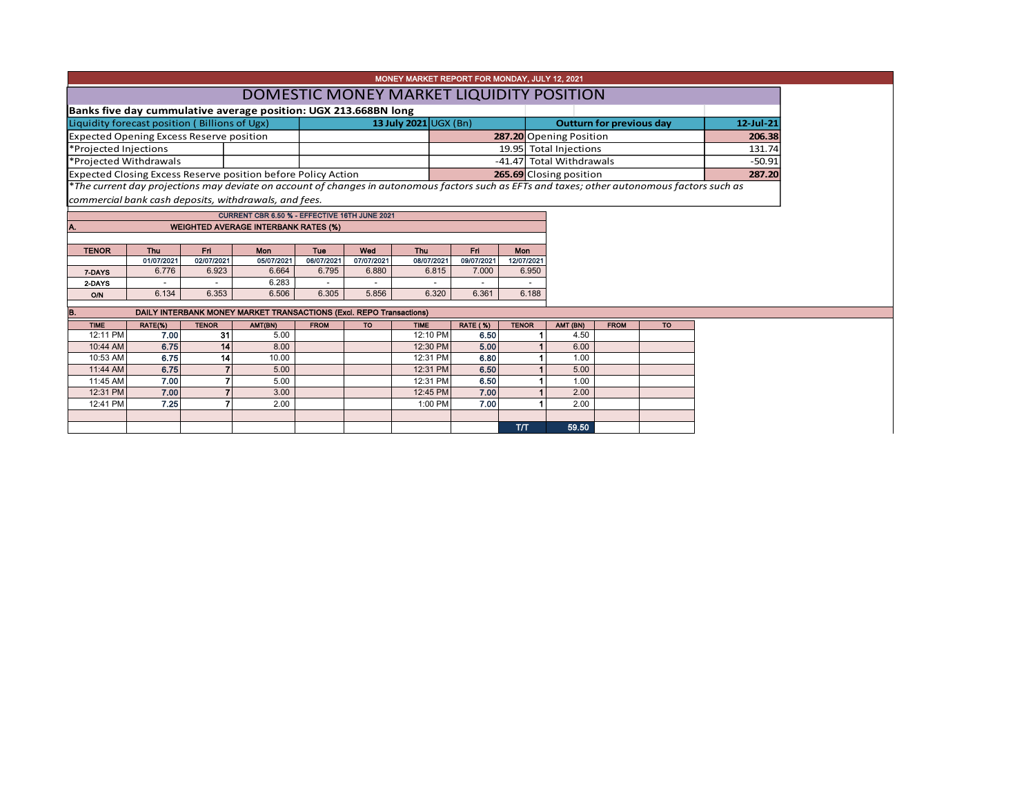MONEY MARKET REPORT FOR MONDAY, JULY 12, 2021

# DOMESTIC MONEY MARKET LIQUIDITY POSITION

**Banks five day cummulative average position: UGX 213.668BN long**

| Liquidity forecast position ( Billions of Ugx) | 13 July 2021 | UGX (Bn) | Outturn for previous day | 12-Jul-21 |
|---|---|---|---|---|
| Expected Opening Excess Reserve position | | **287.20** | Opening Position | **206.38** |
| *Projected Injections | | 19.95 | Total Injections | 131.74 |
| *Projected Withdrawals | | -41.47 | Total Withdrawals | -50.91 |
| Expected Closing Excess Reserve position before Policy Action | | **265.69** | Closing position | **287.20** |

*\*The current day projections may deviate on account of changes in autonomous factors such as EFTs and taxes; other autonomous factors such as commercial bank cash deposits, withdrawals, and fees.*

CURRENT CBR 6.50 % - EFFECTIVE 16TH JUNE 2021

**A. WEIGHTED AVERAGE INTERBANK RATES (%)**

| TENOR | Thu 01/07/2021 | Fri 02/07/2021 | Mon 05/07/2021 | Tue 06/07/2021 | Wed 07/07/2021 | Thu 08/07/2021 | Fri 09/07/2021 | Mon 12/07/2021 |
|---|---|---|---|---|---|---|---|---|
| 7-DAYS | 6.776 | 6.923 | 6.664 | 6.795 | 6.880 | 6.815 | 7.000 | 6.950 |
| 2-DAYS | - | - | 6.283 | - | - | - | - | - |
| O/N | 6.134 | 6.353 | 6.506 | 6.305 | 5.856 | 6.320 | 6.361 | 6.188 |

**B. DAILY INTERBANK MONEY MARKET TRANSACTIONS (Excl. REPO Transactions)**

| TIME | RATE(%) | TENOR | AMT(BN) | FROM | TO | TIME | RATE ( %) | TENOR | AMT (BN) | FROM | TO |
|---|---|---|---|---|---|---|---|---|---|---|---|
| 12:11 PM | 7.00 | 31 | 5.00 | | | 12:10 PM | 6.50 | 1 | 4.50 | | |
| 10:44 AM | 6.75 | 14 | 8.00 | | | 12:30 PM | 5.00 | 1 | 6.00 | | |
| 10:53 AM | 6.75 | 14 | 10.00 | | | 12:31 PM | 6.80 | 1 | 1.00 | | |
| 11:44 AM | 6.75 | 7 | 5.00 | | | 12:31 PM | 6.50 | 1 | 5.00 | | |
| 11:45 AM | 7.00 | 7 | 5.00 | | | 12:31 PM | 6.50 | 1 | 1.00 | | |
| 12:31 PM | 7.00 | 7 | 3.00 | | | 12:45 PM | 7.00 | 1 | 2.00 | | |
| 12:41 PM | 7.25 | 7 | 2.00 | | | 1:00 PM | 7.00 | 1 | 2.00 | | |
| | | | | | | | | | | | |
| | | | | | | | | T/T | 59.50 | | |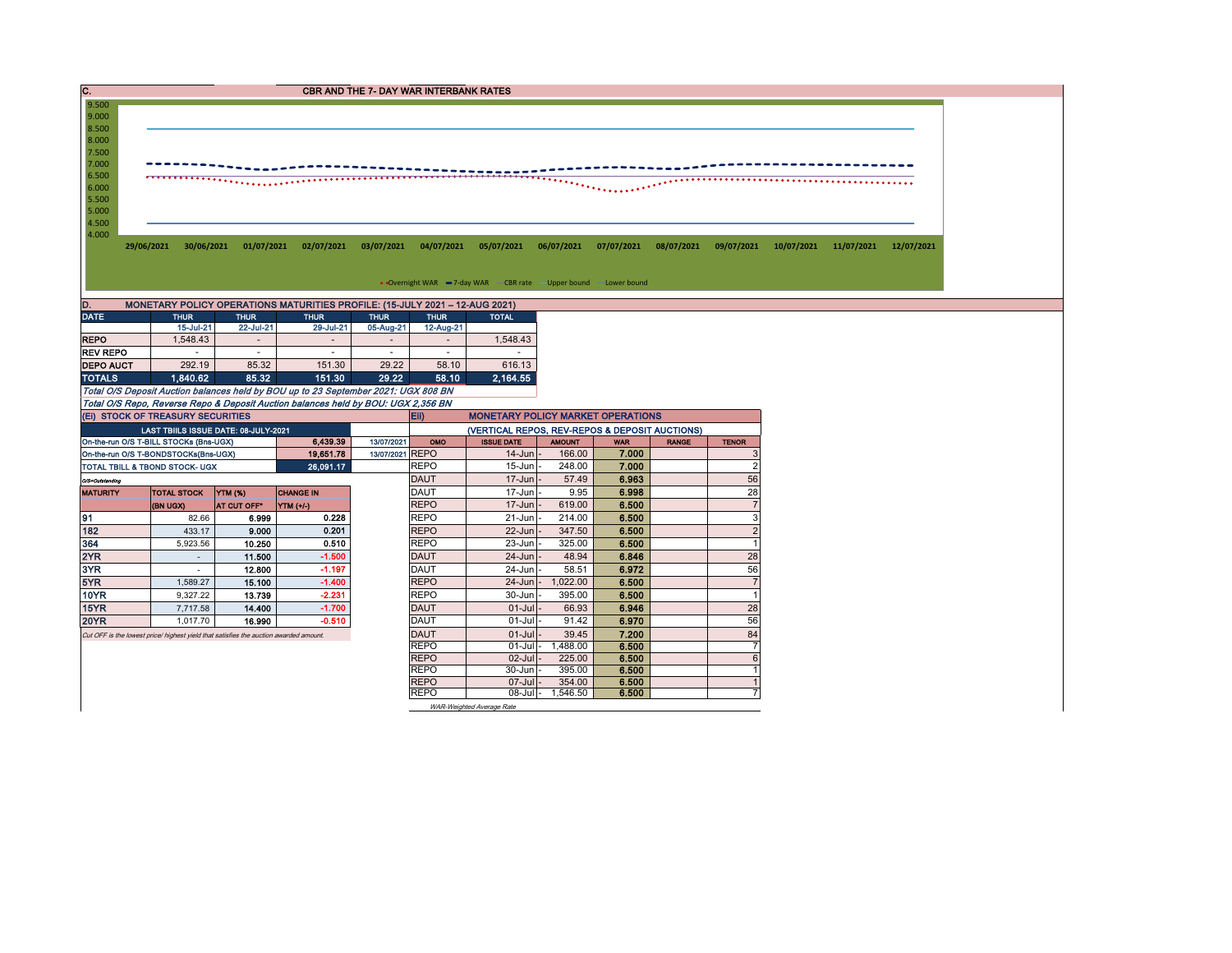## C. CBR AND THE 7- DAY WAR INTERBANK RATES

9.500
9.000
8.500
8.000
7.500
7.000
6.500
6.000
5.500
5.000
4.500
4.000

29/06/2021 30/06/2021 01/07/2021 02/07/2021 03/07/2021 04/07/2021 05/07/2021 06/07/2021 07/07/2021 08/07/2021 09/07/2021 10/07/2021 11/07/2021 12/07/2021

Overnight WAR — 7-day WAR — CBR rate — Upper bound — Lower bound

## D. MONETARY POLICY OPERATIONS MATURITIES PROFILE: (15-JULY 2021 – 12-AUG 2021)

| DATE | THUR | THUR | THUR | THUR | THUR | TOTAL |
|---|---|---|---|---|---|---|
| | 15-Jul-21 | 22-Jul-21 | 29-Jul-21 | 05-Aug-21 | 12-Aug-21 | |
| REPO | 1,548.43 | - | - | - | - | 1,548.43 |
| REV REPO | - | - | - | - | - | - |
| DEPO AUCT | 292.19 | 85.32 | 151.30 | 29.22 | 58.10 | 616.13 |
| **TOTALS** | **1,840.62** | **85.32** | **151.30** | **29.22** | **58.10** | **2,164.55** |

*Total O/S Deposit Auction balances held by BOU up to 23 September 2021: UGX 808 BN*

*Total O/S Repo, Reverse Repo & Deposit Auction balances held by BOU: UGX 2,356 BN*

## (Ei) STOCK OF TREASURY SECURITIES

| LAST TBIILS ISSUE DATE: 08-JULY-2021 | | |
|---|---|---|
| On-the-run O/S T-BILL STOCKs (Bns-UGX) | 6,439.39 | 13/07/2021 |
| On-the-run O/S T-BONDSTOCKs(Bns-UGX) | 19,651.78 | 13/07/2021 |
| TOTAL TBILL & TBOND STOCK- UGX | 26,091.17 | |

*O/S=Outstanding*

| MATURITY | TOTAL STOCK (BN UGX) | YTM (%) AT CUT OFF* | CHANGE IN YTM (+/-) |
|---|---|---|---|
| 91 | 82.66 | 6.999 | 0.228 |
| 182 | 433.17 | 9.000 | 0.201 |
| 364 | 5,923.56 | 10.250 | 0.510 |
| 2YR | - | 11.500 | -1.500 |
| 3YR | - | 12.800 | -1.197 |
| 5YR | 1,589.27 | 15.100 | -1.400 |
| 10YR | 9,327.22 | 13.739 | -2.231 |
| 15YR | 7,717.58 | 14.400 | -1.700 |
| 20YR | 1,017.70 | 16.990 | -0.510 |

*Cut OFF is the lowest price/ highest yield that satisfies the auction awarded amount.*

## Eii) MONETARY POLICY MARKET OPERATIONS

(VERTICAL REPOS, REV-REPOS & DEPOSIT AUCTIONS)

| OMO | ISSUE DATE | AMOUNT | WAR | RANGE | TENOR |
|---|---|---|---|---|---|
| REPO | 14-Jun | 166.00 | 7.000 | | 3 |
| REPO | 15-Jun | 248.00 | 7.000 | | 2 |
| DAUT | 17-Jun | 57.49 | 6.963 | | 56 |
| DAUT | 17-Jun | 9.95 | 6.998 | | 28 |
| REPO | 17-Jun | 619.00 | 6.500 | | 7 |
| REPO | 21-Jun | 214.00 | 6.500 | | 3 |
| REPO | 22-Jun | 347.50 | 6.500 | | 2 |
| REPO | 23-Jun | 325.00 | 6.500 | | 1 |
| DAUT | 24-Jun | 48.94 | 6.846 | | 28 |
| DAUT | 24-Jun | 58.51 | 6.972 | | 56 |
| REPO | 24-Jun | 1,022.00 | 6.500 | | 7 |
| REPO | 30-Jun | 395.00 | 6.500 | | 1 |
| DAUT | 01-Jul | 66.93 | 6.946 | | 28 |
| DAUT | 01-Jul | 91.42 | 6.970 | | 56 |
| DAUT | 01-Jul | 39.45 | 7.200 | | 84 |
| REPO | 01-Jul | 1,488.00 | 6.500 | | 7 |
| REPO | 02-Jul | 225.00 | 6.500 | | 6 |
| REPO | 30-Jun | 395.00 | 6.500 | | 1 |
| REPO | 07-Jul | 354.00 | 6.500 | | 1 |
| REPO | 08-Jul | 1,546.50 | 6.500 | | 7 |

*WAR-Weighted Average Rate*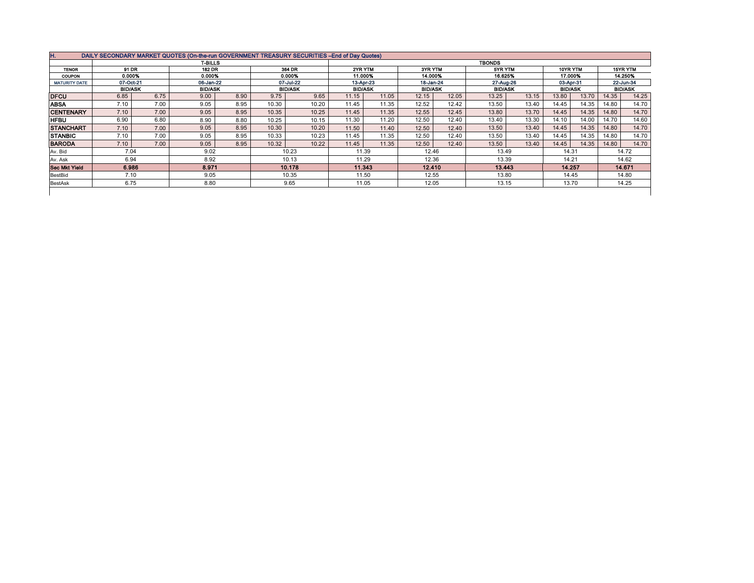## H. DAILY SECONDARY MARKET QUOTES (On-the-run GOVERNMENT TREASURY SECURITIES –End of Day Quotes)

| | T-BILLS | | | | | | TBONDS | | | | | | | | | |
|---|---|---|---|---|---|---|---|---|---|---|---|---|---|---|---|---|
| **TENOR** | **91 DR** | | **182 DR** | | **364 DR** | | **2YR YTM** | | **3YR YTM** | | **5YR YTM** | | **10YR YTM** | | **15YR YTM** | |
| **COUPON** | **0.000%** | | **0.000%** | | **0.000%** | | **11.000%** | | **14.000%** | | **16.625%** | | **17.000%** | | **14.250%** | |
| **MATURITY DATE** | **07-Oct-21** | | **06-Jan-22** | | **07-Jul-22** | | **13-Apr-23** | | **18-Jan-24** | | **27-Aug-26** | | **03-Apr-31** | | **22-Jun-34** | |
| | **BID/ASK** | | **BID/ASK** | | **BID/ASK** | | **BID/ASK** | | **BID/ASK** | | **BID/ASK** | | **BID/ASK** | | **BID/ASK** | |
| **DFCU** | 6.85 | 6.75 | 9.00 | 8.90 | 9.75 | 9.65 | 11.15 | 11.05 | 12.15 | 12.05 | 13.25 | 13.15 | 13.80 | 13.70 | 14.35 | 14.25 |
| **ABSA** | 7.10 | 7.00 | 9.05 | 8.95 | 10.30 | 10.20 | 11.45 | 11.35 | 12.52 | 12.42 | 13.50 | 13.40 | 14.45 | 14.35 | 14.80 | 14.70 |
| **CENTENARY** | 7.10 | 7.00 | 9.05 | 8.95 | 10.35 | 10.25 | 11.45 | 11.35 | 12.55 | 12.45 | 13.80 | 13.70 | 14.45 | 14.35 | 14.80 | 14.70 |
| **HFBU** | 6.90 | 6.80 | 8.90 | 8.80 | 10.25 | 10.15 | 11.30 | 11.20 | 12.50 | 12.40 | 13.40 | 13.30 | 14.10 | 14.00 | 14.70 | 14.60 |
| **STANCHART** | 7.10 | 7.00 | 9.05 | 8.95 | 10.30 | 10.20 | 11.50 | 11.40 | 12.50 | 12.40 | 13.50 | 13.40 | 14.45 | 14.35 | 14.80 | 14.70 |
| **STANBIC** | 7.10 | 7.00 | 9.05 | 8.95 | 10.33 | 10.23 | 11.45 | 11.35 | 12.50 | 12.40 | 13.50 | 13.40 | 14.45 | 14.35 | 14.80 | 14.70 |
| **BARODA** | 7.10 | 7.00 | 9.05 | 8.95 | 10.32 | 10.22 | 11.45 | 11.35 | 12.50 | 12.40 | 13.50 | 13.40 | 14.45 | 14.35 | 14.80 | 14.70 |
| Av. Bid | 7.04 | | 9.02 | | 10.23 | | 11.39 | | 12.46 | | 13.49 | | 14.31 | | 14.72 | |
| Av. Ask | 6.94 | | 8.92 | | 10.13 | | 11.29 | | 12.36 | | 13.39 | | 14.21 | | 14.62 | |
| **Sec Mkt Yield** | **6.986** | | **8.971** | | **10.178** | | **11.343** | | **12.410** | | **13.443** | | **14.257** | | **14.671** | |
| BestBid | 7.10 | | 9.05 | | 10.35 | | 11.50 | | 12.55 | | 13.80 | | 14.45 | | 14.80 | |
| BestAsk | 6.75 | | 8.80 | | 9.65 | | 11.05 | | 12.05 | | 13.15 | | 13.70 | | 14.25 | |